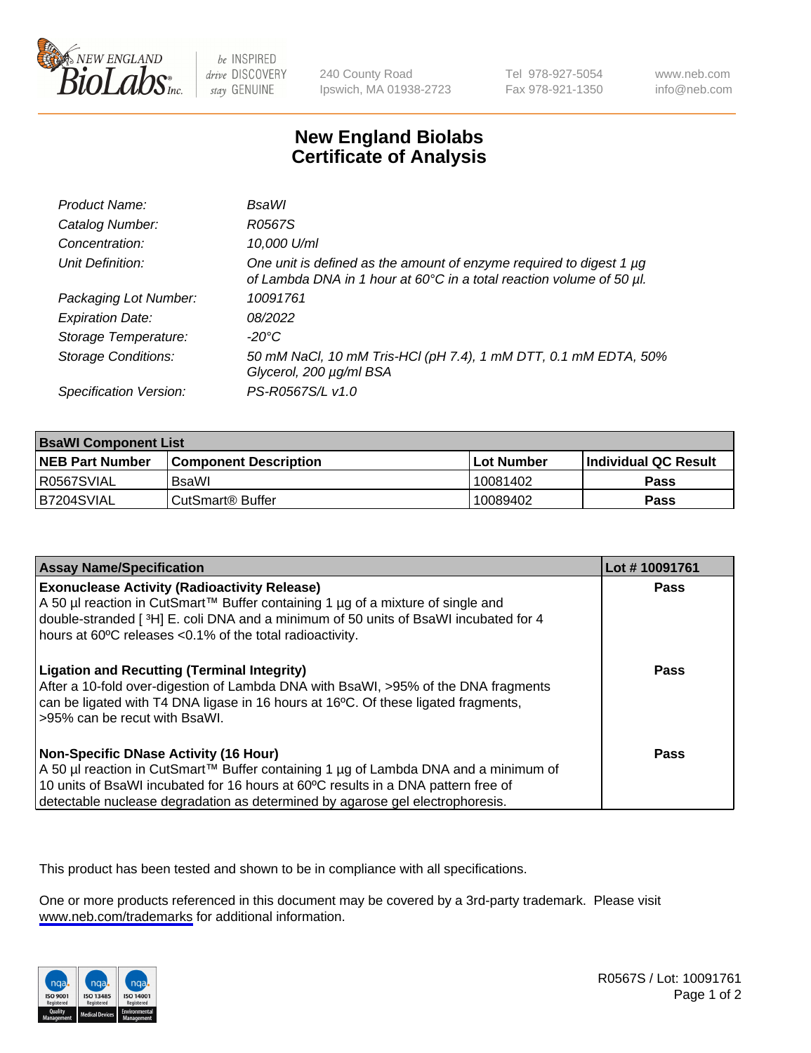New England BioLabs Inc. — be INSPIRED drive DISCOVERY stay GENUINE

240 County Road
Ipswich, MA 01938-2723

Tel 978-927-5054
Fax 978-921-1350

www.neb.com
info@neb.com

# New England Biolabs
# Certificate of Analysis

| | |
|---|---|
| *Product Name:* | *BsaWI* |
| *Catalog Number:* | *R0567S* |
| *Concentration:* | *10,000 U/ml* |
| *Unit Definition:* | *One unit is defined as the amount of enzyme required to digest 1 µg of Lambda DNA in 1 hour at 60°C in a total reaction volume of 50 µl.* |
| *Packaging Lot Number:* | *10091761* |
| *Expiration Date:* | *08/2022* |
| *Storage Temperature:* | *-20°C* |
| *Storage Conditions:* | *50 mM NaCl, 10 mM Tris-HCl (pH 7.4), 1 mM DTT, 0.1 mM EDTA, 50% Glycerol, 200 µg/ml BSA* |
| *Specification Version:* | *PS-R0567S/L v1.0* |

| **BsaWI Component List** | | | |
|---|---|---|---|
| **NEB Part Number** | **Component Description** | **Lot Number** | **Individual QC Result** |
| R0567SVIAL | BsaWI | 10081402 | **Pass** |
| B7204SVIAL | CutSmart® Buffer | 10089402 | **Pass** |

| **Assay Name/Specification** | **Lot # 10091761** |
|---|---|
| **Exonuclease Activity (Radioactivity Release)**<br>A 50 µl reaction in CutSmart™ Buffer containing 1 µg of a mixture of single and double-stranded [ $^3$H] E. coli DNA and a minimum of 50 units of BsaWI incubated for 4 hours at 60ºC releases <0.1% of the total radioactivity. | **Pass** |
| **Ligation and Recutting (Terminal Integrity)**<br>After a 10-fold over-digestion of Lambda DNA with BsaWI, >95% of the DNA fragments can be ligated with T4 DNA ligase in 16 hours at 16ºC. Of these ligated fragments, >95% can be recut with BsaWI. | **Pass** |
| **Non-Specific DNase Activity (16 Hour)**<br>A 50 µl reaction in CutSmart™ Buffer containing 1 µg of Lambda DNA and a minimum of 10 units of BsaWI incubated for 16 hours at 60ºC results in a DNA pattern free of detectable nuclease degradation as determined by agarose gel electrophoresis. | **Pass** |

This product has been tested and shown to be in compliance with all specifications.

One or more products referenced in this document may be covered by a 3rd-party trademark. Please visit www.neb.com/trademarks for additional information.

ISO 9001 Registered Quality Management | ISO 13485 Registered Medical Devices | ISO 14001 Registered Environmental Management

R0567S / Lot: 10091761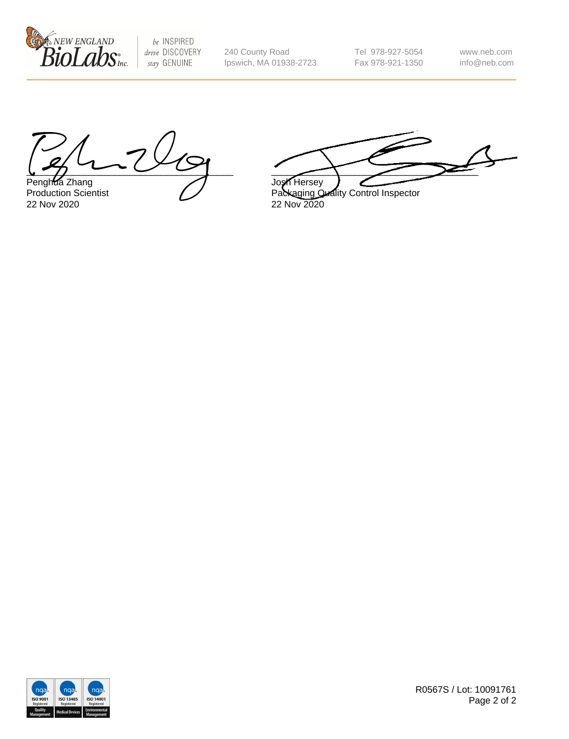NEW ENGLAND BioLabs Inc.

be INSPIRED drive DISCOVERY stay GENUINE

240 County Road
Ipswich, MA 01938-2723

Tel 978-927-5054
Fax 978-921-1350

www.neb.com
info@neb.com

Penghua Zhang
Production Scientist
22 Nov 2020

Josh Hersey
Packaging Quality Control Inspector
22 Nov 2020

R0567S / Lot: 10091761